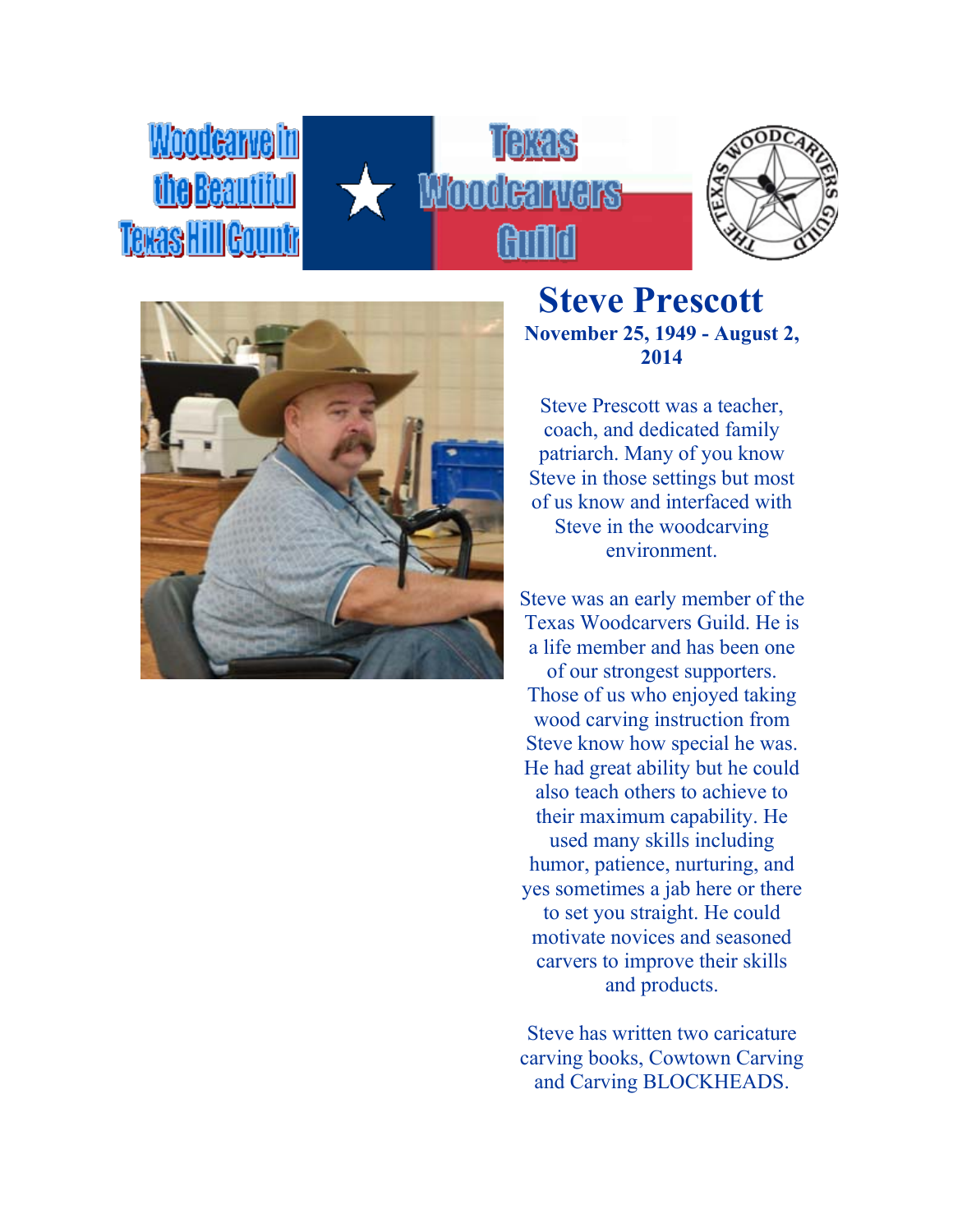Woodcarve in the Beautiful Texas Hill Countr

Texas Woodcarvers Guild

# Steve Prescott

**November 25, 1949 - August 2, 2014**

Steve Prescott was a teacher, coach, and dedicated family patriarch. Many of you know Steve in those settings but most of us know and interfaced with Steve in the woodcarving environment.

Steve was an early member of the Texas Woodcarvers Guild. He is a life member and has been one of our strongest supporters. Those of us who enjoyed taking wood carving instruction from Steve know how special he was. He had great ability but he could also teach others to achieve to their maximum capability. He used many skills including humor, patience, nurturing, and yes sometimes a jab here or there to set you straight. He could motivate novices and seasoned carvers to improve their skills and products.

Steve has written two caricature carving books, Cowtown Carving and Carving BLOCKHEADS.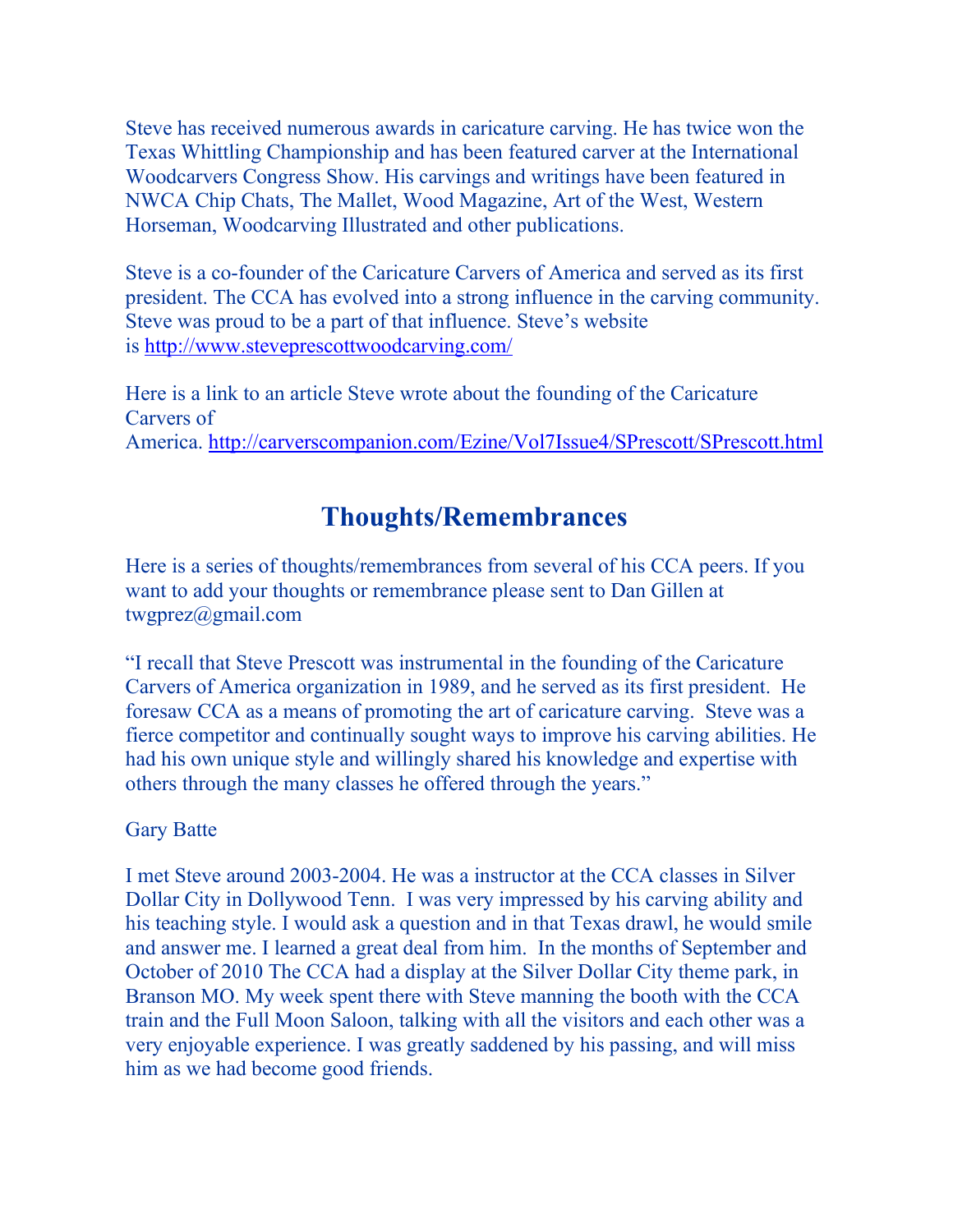Steve has received numerous awards in caricature carving. He has twice won the Texas Whittling Championship and has been featured carver at the International Woodcarvers Congress Show. His carvings and writings have been featured in NWCA Chip Chats, The Mallet, Wood Magazine, Art of the West, Western Horseman, Woodcarving Illustrated and other publications.

Steve is a co-founder of the Caricature Carvers of America and served as its first president. The CCA has evolved into a strong influence in the carving community. Steve was proud to be a part of that influence. Steve's website is http://www.steveprescottwoodcarving.com/

Here is a link to an article Steve wrote about the founding of the Caricature Carvers of America. http://carverscompanion.com/Ezine/Vol7Issue4/SPrescott/SPrescott.html

## Thoughts/Remembrances

Here is a series of thoughts/remembrances from several of his CCA peers. If you want to add your thoughts or remembrance please sent to Dan Gillen at twgprez@gmail.com

"I recall that Steve Prescott was instrumental in the founding of the Caricature Carvers of America organization in 1989, and he served as its first president. He foresaw CCA as a means of promoting the art of caricature carving. Steve was a fierce competitor and continually sought ways to improve his carving abilities. He had his own unique style and willingly shared his knowledge and expertise with others through the many classes he offered through the years."

Gary Batte

I met Steve around 2003-2004. He was a instructor at the CCA classes in Silver Dollar City in Dollywood Tenn. I was very impressed by his carving ability and his teaching style. I would ask a question and in that Texas drawl, he would smile and answer me. I learned a great deal from him. In the months of September and October of 2010 The CCA had a display at the Silver Dollar City theme park, in Branson MO. My week spent there with Steve manning the booth with the CCA train and the Full Moon Saloon, talking with all the visitors and each other was a very enjoyable experience. I was greatly saddened by his passing, and will miss him as we had become good friends.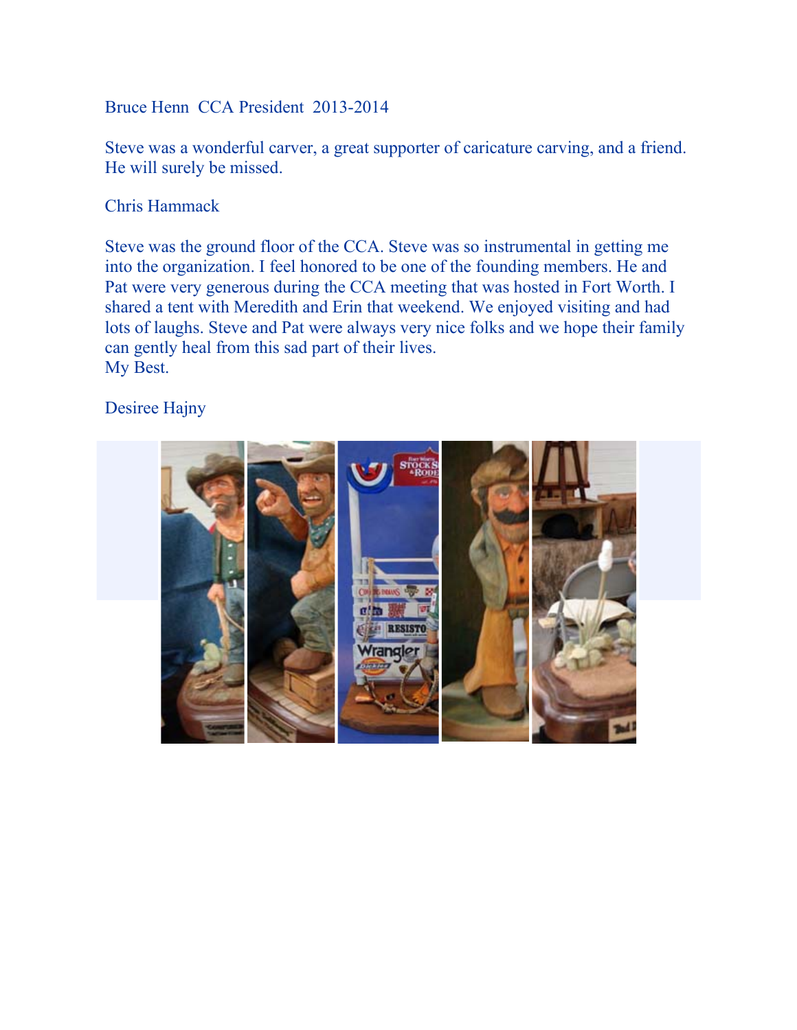Bruce Henn  CCA President  2013-2014

Steve was a wonderful carver, a great supporter of caricature carving, and a friend. He will surely be missed.

Chris Hammack

Steve was the ground floor of the CCA. Steve was so instrumental in getting me into the organization. I feel honored to be one of the founding members. He and Pat were very generous during the CCA meeting that was hosted in Fort Worth. I shared a tent with Meredith and Erin that weekend. We enjoyed visiting and had lots of laughs. Steve and Pat were always very nice folks and we hope their family can gently heal from this sad part of their lives.
My Best.

Desiree Hajny